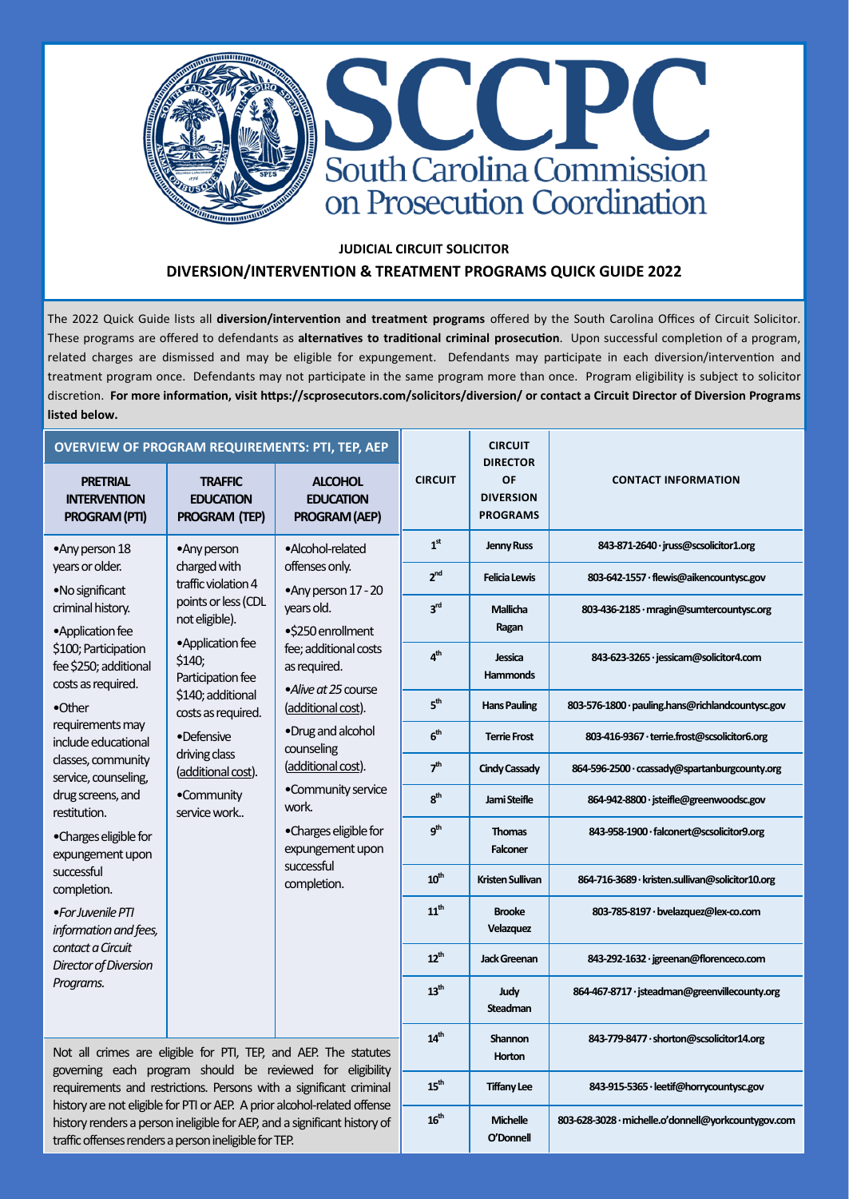# SCCPC

## South Carolina Commission on Prosecution Coordination

### JUDICIAL CIRCUIT SOLICITOR

### DIVERSION/INTERVENTION & TREATMENT PROGRAMS QUICK GUIDE 2022

The 2022 Quick Guide lists all **diversion/intervention and treatment programs** offered by the South Carolina Offices of Circuit Solicitor. These programs are offered to defendants as **alternatives to traditional criminal prosecution**. Upon successful completion of a program, related charges are dismissed and may be eligible for expungement. Defendants may participate in each diversion/intervention and treatment program once. Defendants may not participate in the same program more than once. Program eligibility is subject to solicitor discretion. **For more information, visit https://scprosecutors.com/solicitors/diversion/ or contact a Circuit Director of Diversion Programs listed below.**

### OVERVIEW OF PROGRAM REQUIREMENTS: PTI, TEP, AEP

| PRETRIAL INTERVENTION PROGRAM (PTI) | TRAFFIC EDUCATION PROGRAM (TEP) | ALCOHOL EDUCATION PROGRAM (AEP) |
|---|---|---|
| •Any person 18 years or older.<br>•No significant criminal history.<br>•Application fee \$100; Participation fee \$250; additional costs as required.<br>•Other requirements may include educational classes, community service, counseling, drug screens, and restitution.<br>•Charges eligible for expungement upon successful completion.<br>•*For Juvenile PTI information and fees, contact a Circuit Director of Diversion Programs.* | •Any person charged with traffic violation 4 points or less (CDL not eligible).<br>•Application fee \$140; Participation fee \$140; additional costs as required.<br>•Defensive driving class (<u>additional cost</u>).<br>•Community service work.. | •Alcohol-related offenses only.<br>•Any person 17 - 20 years old.<br>•\$250 enrollment fee; additional costs as required.<br>•*Alive at 25* course (<u>additional cost</u>).<br>•Drug and alcohol counseling (<u>additional cost</u>).<br>•Community service work.<br>•Charges eligible for expungement upon successful completion. |

Not all crimes are eligible for PTI, TEP, and AEP. The statutes governing each program should be reviewed for eligibility requirements and restrictions. Persons with a significant criminal history are not eligible for PTI or AEP. A prior alcohol-related offense history renders a person ineligible for AEP, and a significant history of traffic offenses renders a person ineligible for TEP.

| CIRCUIT | CIRCUIT DIRECTOR OF DIVERSION PROGRAMS | CONTACT INFORMATION |
|---|---|---|
| 1st | Jenny Russ | 843-871-2640 · jruss@scsolicitor1.org |
| 2nd | Felicia Lewis | 803-642-1557 · flewis@aikencountysc.gov |
| 3rd | Mallicha Ragan | 803-436-2185 · mragin@sumtercountysc.org |
| 4th | Jessica Hammonds | 843-623-3265 · jessicam@solicitor4.com |
| 5th | Hans Pauling | 803-576-1800 · pauling.hans@richlandcountysc.gov |
| 6th | Terrie Frost | 803-416-9367 · terrie.frost@scsolicitor6.org |
| 7th | Cindy Cassady | 864-596-2500 · ccassady@spartanburgcounty.org |
| 8th | Jami Steifle | 864-942-8800 · jsteifle@greenwoodsc.gov |
| 9th | Thomas Falconer | 843-958-1900 · falconert@scsolicitor9.org |
| 10th | Kristen Sullivan | 864-716-3689 · kristen.sullivan@solicitor10.org |
| 11th | Brooke Velazquez | 803-785-8197 · bvelazquez@lex-co.com |
| 12th | Jack Greenan | 843-292-1632 · jgreenan@florenceco.com |
| 13th | Judy Steadman | 864-467-8717 · jsteadman@greenvillecounty.org |
| 14th | Shannon Horton | 843-779-8477 · shorton@scsolicitor14.org |
| 15th | Tiffany Lee | 843-915-5365 · leetif@horrycountysc.gov |
| 16th | Michelle O'Donnell | 803-628-3028 · michelle.o'donnell@yorkcountygov.com |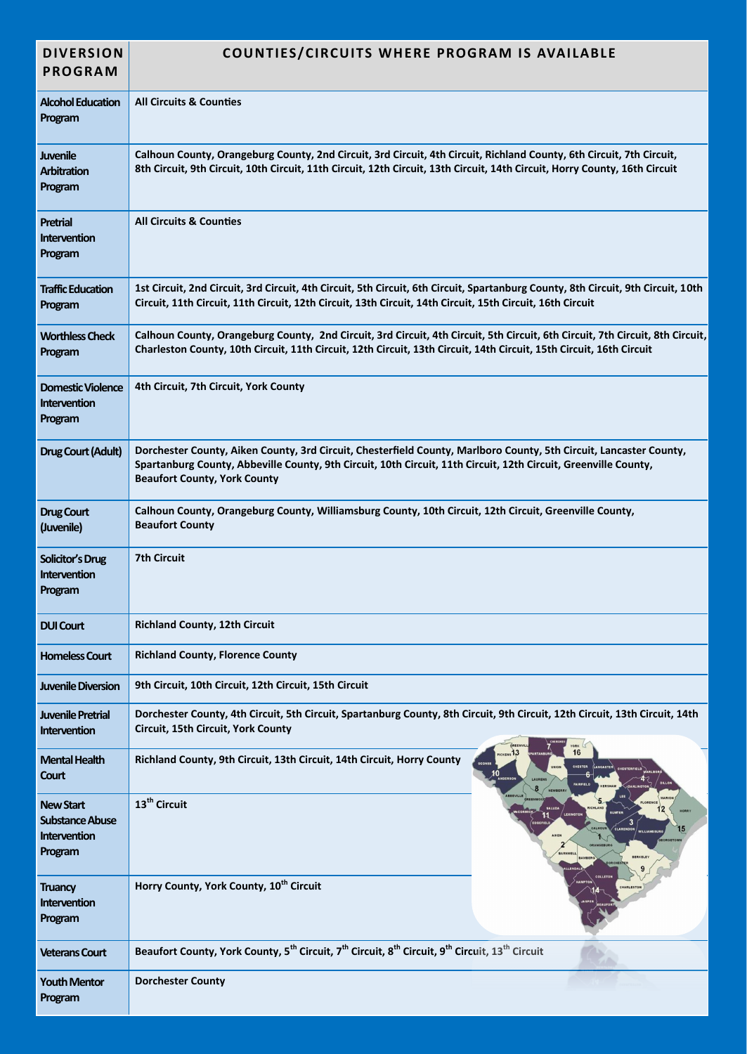| DIVERSION PROGRAM | COUNTIES/CIRCUITS WHERE PROGRAM IS AVAILABLE |
|---|---|
| Alcohol Education Program | All Circuits & Counties |
| Juvenile Arbitration Program | Calhoun County, Orangeburg County, 2nd Circuit, 3rd Circuit, 4th Circuit, Richland County, 6th Circuit, 7th Circuit, 8th Circuit, 9th Circuit, 10th Circuit, 11th Circuit, 12th Circuit, 13th Circuit, 14th Circuit, Horry County, 16th Circuit |
| Pretrial Intervention Program | All Circuits & Counties |
| Traffic Education Program | 1st Circuit, 2nd Circuit, 3rd Circuit, 4th Circuit, 5th Circuit, 6th Circuit, Spartanburg County, 8th Circuit, 9th Circuit, 10th Circuit, 11th Circuit, 11th Circuit, 12th Circuit, 13th Circuit, 14th Circuit, 15th Circuit, 16th Circuit |
| Worthless Check Program | Calhoun County, Orangeburg County, 2nd Circuit, 3rd Circuit, 4th Circuit, 5th Circuit, 6th Circuit, 7th Circuit, 8th Circuit, Charleston County, 10th Circuit, 11th Circuit, 12th Circuit, 13th Circuit, 14th Circuit, 15th Circuit, 16th Circuit |
| Domestic Violence Intervention Program | 4th Circuit, 7th Circuit, York County |
| Drug Court (Adult) | Dorchester County, Aiken County, 3rd Circuit, Chesterfield County, Marlboro County, 5th Circuit, Lancaster County, Spartanburg County, Abbeville County, 9th Circuit, 10th Circuit, 11th Circuit, 12th Circuit, Greenville County, Beaufort County, York County |
| Drug Court (Juvenile) | Calhoun County, Orangeburg County, Williamsburg County, 10th Circuit, 12th Circuit, Greenville County, Beaufort County |
| Solicitor's Drug Intervention Program | 7th Circuit |
| DUI Court | Richland County, 12th Circuit |
| Homeless Court | Richland County, Florence County |
| Juvenile Diversion | 9th Circuit, 10th Circuit, 12th Circuit, 15th Circuit |
| Juvenile Pretrial Intervention | Dorchester County, 4th Circuit, 5th Circuit, Spartanburg County, 8th Circuit, 9th Circuit, 12th Circuit, 13th Circuit, 14th Circuit, 15th Circuit, York County |
| Mental Health Court | Richland County, 9th Circuit, 13th Circuit, 14th Circuit, Horry County |
| New Start Substance Abuse Intervention Program | 13th Circuit |
| Truancy Intervention Program | Horry County, York County, 10th Circuit |
| Veterans Court | Beaufort County, York County, 5th Circuit, 7th Circuit, 8th Circuit, 9th Circuit, 13th Circuit |
| Youth Mentor Program | Dorchester County |